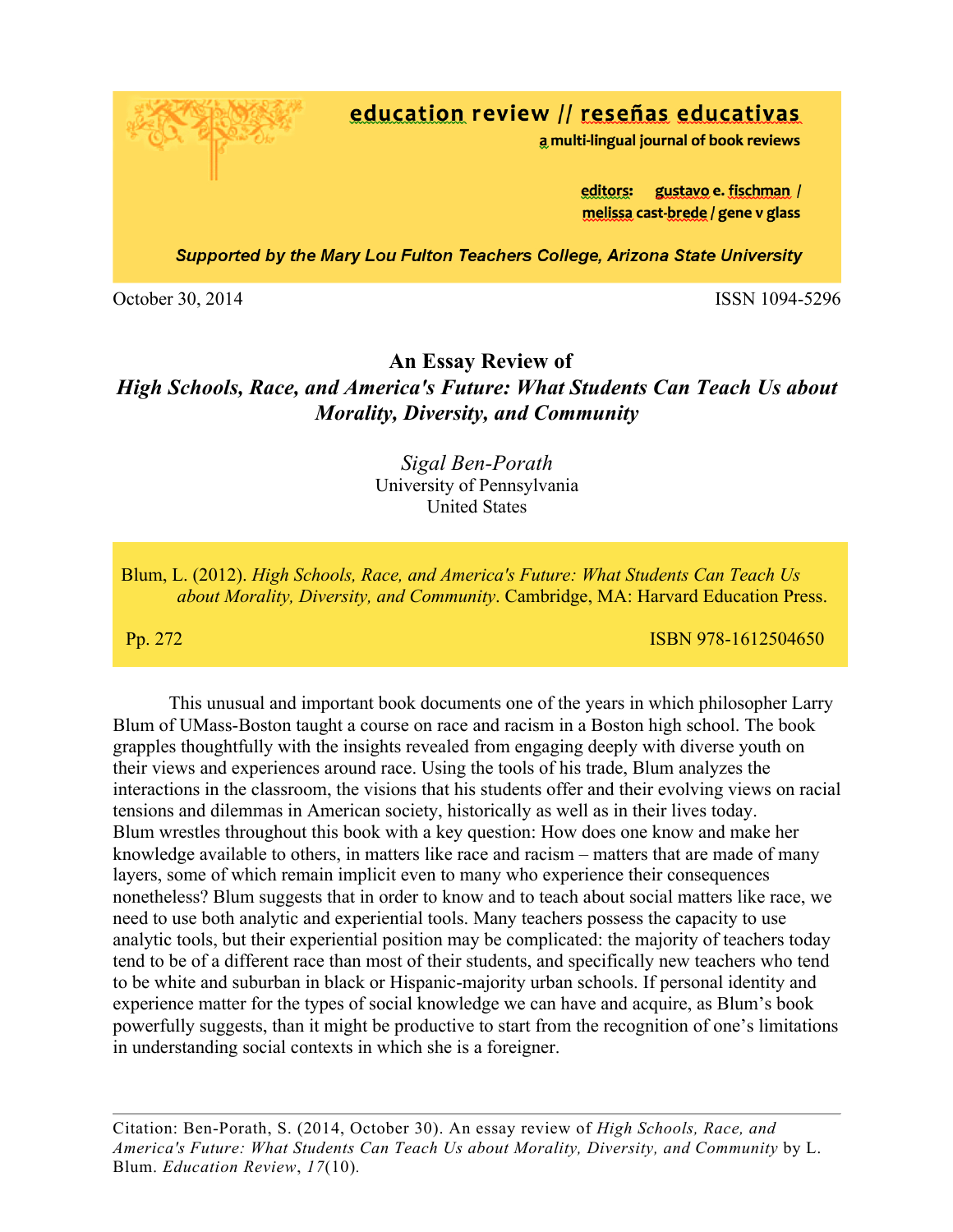**education review // reseñas educativas**
**a multi-lingual journal of book reviews**

**editors: gustavo e. fischman / melissa cast-brede / gene v glass**

***Supported by the Mary Lou Fulton Teachers College, Arizona State University***

October 30, 2014 ISSN 1094-5296

# An Essay Review of *High Schools, Race, and America's Future: What Students Can Teach Us about Morality, Diversity, and Community*

*Sigal Ben-Porath*
University of Pennsylvania
United States

Blum, L. (2012). *High Schools, Race, and America's Future: What Students Can Teach Us about Morality, Diversity, and Community*. Cambridge, MA: Harvard Education Press.

Pp. 272 ISBN 978-1612504650

This unusual and important book documents one of the years in which philosopher Larry Blum of UMass-Boston taught a course on race and racism in a Boston high school. The book grapples thoughtfully with the insights revealed from engaging deeply with diverse youth on their views and experiences around race. Using the tools of his trade, Blum analyzes the interactions in the classroom, the visions that his students offer and their evolving views on racial tensions and dilemmas in American society, historically as well as in their lives today. Blum wrestles throughout this book with a key question: How does one know and make her knowledge available to others, in matters like race and racism – matters that are made of many layers, some of which remain implicit even to many who experience their consequences nonetheless? Blum suggests that in order to know and to teach about social matters like race, we need to use both analytic and experiential tools. Many teachers possess the capacity to use analytic tools, but their experiential position may be complicated: the majority of teachers today tend to be of a different race than most of their students, and specifically new teachers who tend to be white and suburban in black or Hispanic-majority urban schools. If personal identity and experience matter for the types of social knowledge we can have and acquire, as Blum's book powerfully suggests, than it might be productive to start from the recognition of one's limitations in understanding social contexts in which she is a foreigner.

---

Citation: Ben-Porath, S. (2014, October 30). An essay review of *High Schools, Race, and America's Future: What Students Can Teach Us about Morality, Diversity, and Community* by L. Blum. *Education Review*, *17*(10).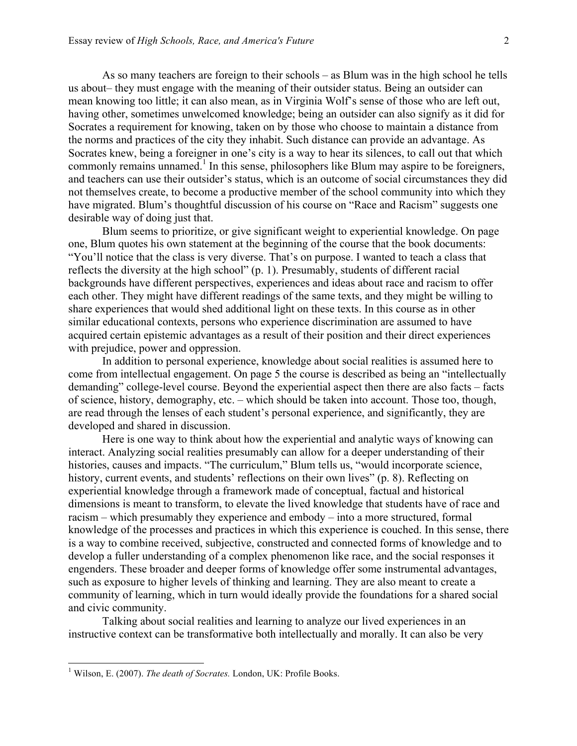As so many teachers are foreign to their schools – as Blum was in the high school he tells us about– they must engage with the meaning of their outsider status. Being an outsider can mean knowing too little; it can also mean, as in Virginia Wolf's sense of those who are left out, having other, sometimes unwelcomed knowledge; being an outsider can also signify as it did for Socrates a requirement for knowing, taken on by those who choose to maintain a distance from the norms and practices of the city they inhabit. Such distance can provide an advantage. As Socrates knew, being a foreigner in one's city is a way to hear its silences, to call out that which commonly remains unnamed.[1] In this sense, philosophers like Blum may aspire to be foreigners, and teachers can use their outsider's status, which is an outcome of social circumstances they did not themselves create, to become a productive member of the school community into which they have migrated. Blum's thoughtful discussion of his course on "Race and Racism" suggests one desirable way of doing just that.

Blum seems to prioritize, or give significant weight to experiential knowledge. On page one, Blum quotes his own statement at the beginning of the course that the book documents: "You'll notice that the class is very diverse. That's on purpose. I wanted to teach a class that reflects the diversity at the high school" (p. 1). Presumably, students of different racial backgrounds have different perspectives, experiences and ideas about race and racism to offer each other. They might have different readings of the same texts, and they might be willing to share experiences that would shed additional light on these texts. In this course as in other similar educational contexts, persons who experience discrimination are assumed to have acquired certain epistemic advantages as a result of their position and their direct experiences with prejudice, power and oppression.

In addition to personal experience, knowledge about social realities is assumed here to come from intellectual engagement. On page 5 the course is described as being an "intellectually demanding" college-level course. Beyond the experiential aspect then there are also facts – facts of science, history, demography, etc. – which should be taken into account. Those too, though, are read through the lenses of each student's personal experience, and significantly, they are developed and shared in discussion.

Here is one way to think about how the experiential and analytic ways of knowing can interact. Analyzing social realities presumably can allow for a deeper understanding of their histories, causes and impacts. "The curriculum," Blum tells us, "would incorporate science, history, current events, and students' reflections on their own lives" (p. 8). Reflecting on experiential knowledge through a framework made of conceptual, factual and historical dimensions is meant to transform, to elevate the lived knowledge that students have of race and racism – which presumably they experience and embody – into a more structured, formal knowledge of the processes and practices in which this experience is couched. In this sense, there is a way to combine received, subjective, constructed and connected forms of knowledge and to develop a fuller understanding of a complex phenomenon like race, and the social responses it engenders. These broader and deeper forms of knowledge offer some instrumental advantages, such as exposure to higher levels of thinking and learning. They are also meant to create a community of learning, which in turn would ideally provide the foundations for a shared social and civic community.

Talking about social realities and learning to analyze our lived experiences in an instructive context can be transformative both intellectually and morally. It can also be very

[1] Wilson, E. (2007). *The death of Socrates.* London, UK: Profile Books.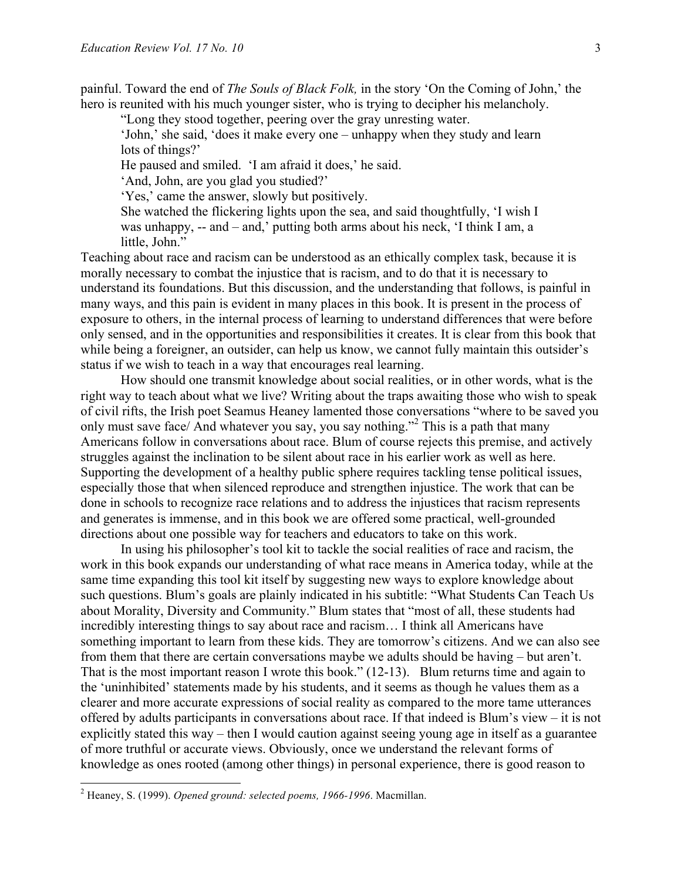painful. Toward the end of *The Souls of Black Folk,* in the story 'On the Coming of John,' the hero is reunited with his much younger sister, who is trying to decipher his melancholy.

> "Long they stood together, peering over the gray unresting water.
> 'John,' she said, 'does it make every one – unhappy when they study and learn lots of things?'
> He paused and smiled. 'I am afraid it does,' he said.
> 'And, John, are you glad you studied?'
> 'Yes,' came the answer, slowly but positively.
> She watched the flickering lights upon the sea, and said thoughtfully, 'I wish I was unhappy, -- and – and,' putting both arms about his neck, 'I think I am, a little, John."

Teaching about race and racism can be understood as an ethically complex task, because it is morally necessary to combat the injustice that is racism, and to do that it is necessary to understand its foundations. But this discussion, and the understanding that follows, is painful in many ways, and this pain is evident in many places in this book. It is present in the process of exposure to others, in the internal process of learning to understand differences that were before only sensed, and in the opportunities and responsibilities it creates. It is clear from this book that while being a foreigner, an outsider, can help us know, we cannot fully maintain this outsider's status if we wish to teach in a way that encourages real learning.

How should one transmit knowledge about social realities, or in other words, what is the right way to teach about what we live? Writing about the traps awaiting those who wish to speak of civil rifts, the Irish poet Seamus Heaney lamented those conversations "where to be saved you only must save face/ And whatever you say, you say nothing."[2] This is a path that many Americans follow in conversations about race. Blum of course rejects this premise, and actively struggles against the inclination to be silent about race in his earlier work as well as here. Supporting the development of a healthy public sphere requires tackling tense political issues, especially those that when silenced reproduce and strengthen injustice. The work that can be done in schools to recognize race relations and to address the injustices that racism represents and generates is immense, and in this book we are offered some practical, well-grounded directions about one possible way for teachers and educators to take on this work.

In using his philosopher's tool kit to tackle the social realities of race and racism, the work in this book expands our understanding of what race means in America today, while at the same time expanding this tool kit itself by suggesting new ways to explore knowledge about such questions. Blum's goals are plainly indicated in his subtitle: "What Students Can Teach Us about Morality, Diversity and Community." Blum states that "most of all, these students had incredibly interesting things to say about race and racism… I think all Americans have something important to learn from these kids. They are tomorrow's citizens. And we can also see from them that there are certain conversations maybe we adults should be having – but aren't. That is the most important reason I wrote this book." (12-13). Blum returns time and again to the 'uninhibited' statements made by his students, and it seems as though he values them as a clearer and more accurate expressions of social reality as compared to the more tame utterances offered by adults participants in conversations about race. If that indeed is Blum's view – it is not explicitly stated this way – then I would caution against seeing young age in itself as a guarantee of more truthful or accurate views. Obviously, once we understand the relevant forms of knowledge as ones rooted (among other things) in personal experience, there is good reason to

---

[2] Heaney, S. (1999). *Opened ground: selected poems, 1966-1996*. Macmillan.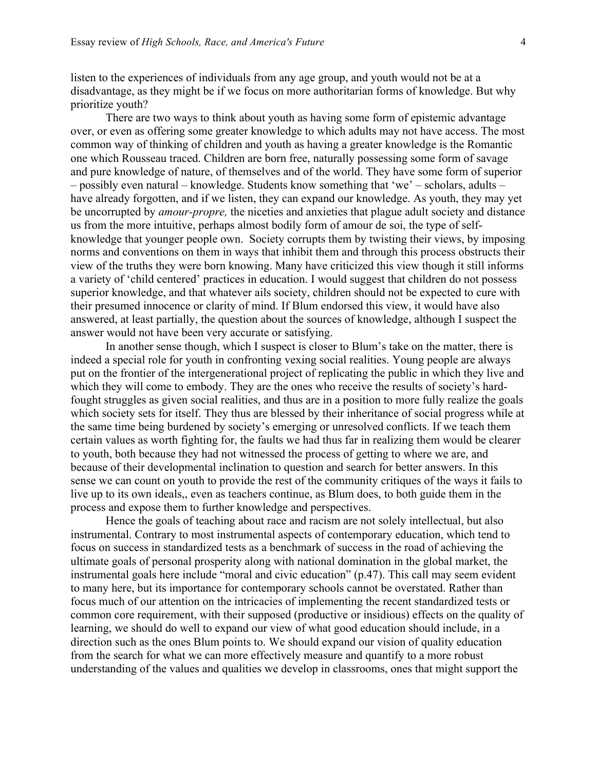listen to the experiences of individuals from any age group, and youth would not be at a disadvantage, as they might be if we focus on more authoritarian forms of knowledge. But why prioritize youth?

There are two ways to think about youth as having some form of epistemic advantage over, or even as offering some greater knowledge to which adults may not have access. The most common way of thinking of children and youth as having a greater knowledge is the Romantic one which Rousseau traced. Children are born free, naturally possessing some form of savage and pure knowledge of nature, of themselves and of the world. They have some form of superior – possibly even natural – knowledge. Students know something that 'we' – scholars, adults – have already forgotten, and if we listen, they can expand our knowledge. As youth, they may yet be uncorrupted by *amour-propre,* the niceties and anxieties that plague adult society and distance us from the more intuitive, perhaps almost bodily form of amour de soi, the type of self-knowledge that younger people own. Society corrupts them by twisting their views, by imposing norms and conventions on them in ways that inhibit them and through this process obstructs their view of the truths they were born knowing. Many have criticized this view though it still informs a variety of 'child centered' practices in education. I would suggest that children do not possess superior knowledge, and that whatever ails society, children should not be expected to cure with their presumed innocence or clarity of mind. If Blum endorsed this view, it would have also answered, at least partially, the question about the sources of knowledge, although I suspect the answer would not have been very accurate or satisfying.

In another sense though, which I suspect is closer to Blum's take on the matter, there is indeed a special role for youth in confronting vexing social realities. Young people are always put on the frontier of the intergenerational project of replicating the public in which they live and which they will come to embody. They are the ones who receive the results of society's hard-fought struggles as given social realities, and thus are in a position to more fully realize the goals which society sets for itself. They thus are blessed by their inheritance of social progress while at the same time being burdened by society's emerging or unresolved conflicts. If we teach them certain values as worth fighting for, the faults we had thus far in realizing them would be clearer to youth, both because they had not witnessed the process of getting to where we are, and because of their developmental inclination to question and search for better answers. In this sense we can count on youth to provide the rest of the community critiques of the ways it fails to live up to its own ideals,, even as teachers continue, as Blum does, to both guide them in the process and expose them to further knowledge and perspectives.

Hence the goals of teaching about race and racism are not solely intellectual, but also instrumental. Contrary to most instrumental aspects of contemporary education, which tend to focus on success in standardized tests as a benchmark of success in the road of achieving the ultimate goals of personal prosperity along with national domination in the global market, the instrumental goals here include "moral and civic education" (p.47). This call may seem evident to many here, but its importance for contemporary schools cannot be overstated. Rather than focus much of our attention on the intricacies of implementing the recent standardized tests or common core requirement, with their supposed (productive or insidious) effects on the quality of learning, we should do well to expand our view of what good education should include, in a direction such as the ones Blum points to. We should expand our vision of quality education from the search for what we can more effectively measure and quantify to a more robust understanding of the values and qualities we develop in classrooms, ones that might support the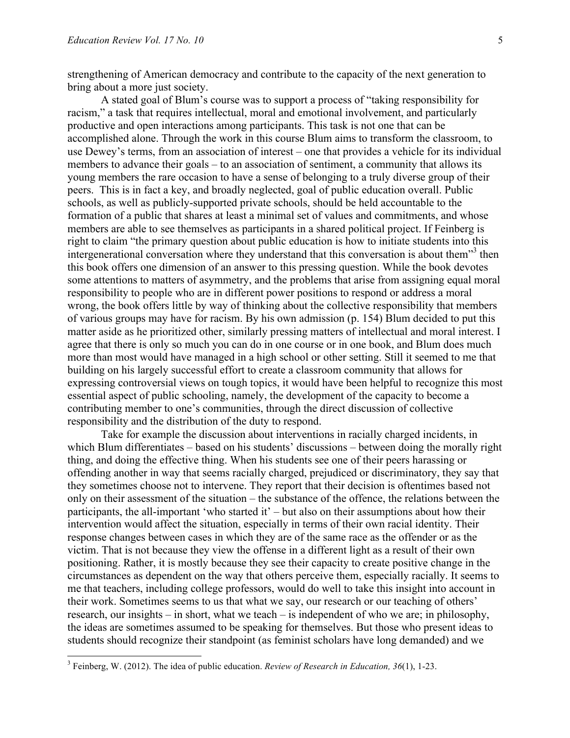strengthening of American democracy and contribute to the capacity of the next generation to bring about a more just society.

A stated goal of Blum's course was to support a process of "taking responsibility for racism," a task that requires intellectual, moral and emotional involvement, and particularly productive and open interactions among participants. This task is not one that can be accomplished alone. Through the work in this course Blum aims to transform the classroom, to use Dewey's terms, from an association of interest – one that provides a vehicle for its individual members to advance their goals – to an association of sentiment, a community that allows its young members the rare occasion to have a sense of belonging to a truly diverse group of their peers. This is in fact a key, and broadly neglected, goal of public education overall. Public schools, as well as publicly-supported private schools, should be held accountable to the formation of a public that shares at least a minimal set of values and commitments, and whose members are able to see themselves as participants in a shared political project. If Feinberg is right to claim "the primary question about public education is how to initiate students into this intergenerational conversation where they understand that this conversation is about them"[3] then this book offers one dimension of an answer to this pressing question. While the book devotes some attentions to matters of asymmetry, and the problems that arise from assigning equal moral responsibility to people who are in different power positions to respond or address a moral wrong, the book offers little by way of thinking about the collective responsibility that members of various groups may have for racism. By his own admission (p. 154) Blum decided to put this matter aside as he prioritized other, similarly pressing matters of intellectual and moral interest. I agree that there is only so much you can do in one course or in one book, and Blum does much more than most would have managed in a high school or other setting. Still it seemed to me that building on his largely successful effort to create a classroom community that allows for expressing controversial views on tough topics, it would have been helpful to recognize this most essential aspect of public schooling, namely, the development of the capacity to become a contributing member to one's communities, through the direct discussion of collective responsibility and the distribution of the duty to respond.

Take for example the discussion about interventions in racially charged incidents, in which Blum differentiates – based on his students' discussions – between doing the morally right thing, and doing the effective thing. When his students see one of their peers harassing or offending another in way that seems racially charged, prejudiced or discriminatory, they say that they sometimes choose not to intervene. They report that their decision is oftentimes based not only on their assessment of the situation – the substance of the offence, the relations between the participants, the all-important 'who started it' – but also on their assumptions about how their intervention would affect the situation, especially in terms of their own racial identity. Their response changes between cases in which they are of the same race as the offender or as the victim. That is not because they view the offense in a different light as a result of their own positioning. Rather, it is mostly because they see their capacity to create positive change in the circumstances as dependent on the way that others perceive them, especially racially. It seems to me that teachers, including college professors, would do well to take this insight into account in their work. Sometimes seems to us that what we say, our research or our teaching of others' research, our insights – in short, what we teach – is independent of who we are; in philosophy, the ideas are sometimes assumed to be speaking for themselves. But those who present ideas to students should recognize their standpoint (as feminist scholars have long demanded) and we

[3] Feinberg, W. (2012). The idea of public education. *Review of Research in Education, 36*(1), 1-23.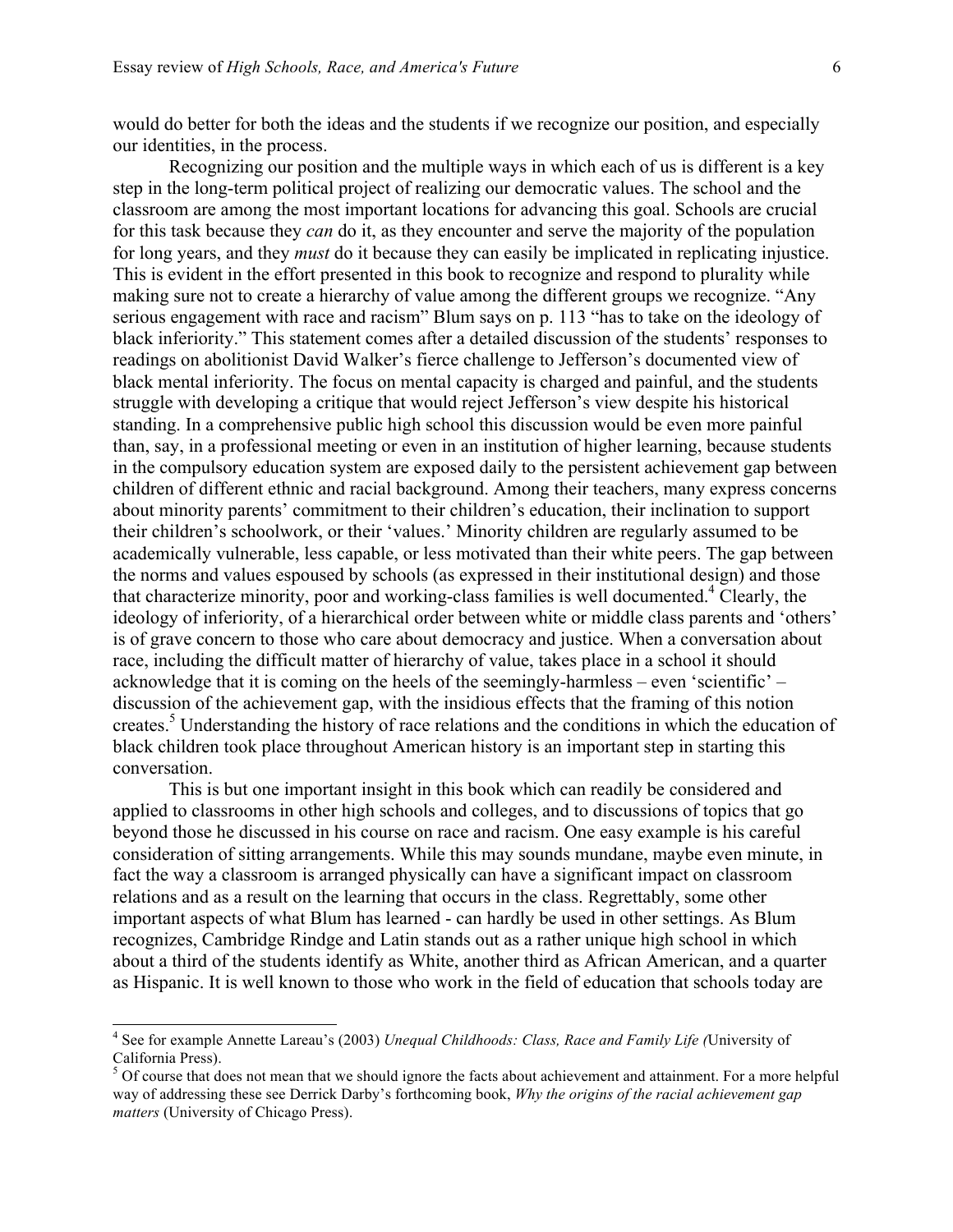would do better for both the ideas and the students if we recognize our position, and especially our identities, in the process.

Recognizing our position and the multiple ways in which each of us is different is a key step in the long-term political project of realizing our democratic values. The school and the classroom are among the most important locations for advancing this goal. Schools are crucial for this task because they *can* do it, as they encounter and serve the majority of the population for long years, and they *must* do it because they can easily be implicated in replicating injustice. This is evident in the effort presented in this book to recognize and respond to plurality while making sure not to create a hierarchy of value among the different groups we recognize. "Any serious engagement with race and racism" Blum says on p. 113 "has to take on the ideology of black inferiority." This statement comes after a detailed discussion of the students' responses to readings on abolitionist David Walker's fierce challenge to Jefferson's documented view of black mental inferiority. The focus on mental capacity is charged and painful, and the students struggle with developing a critique that would reject Jefferson's view despite his historical standing. In a comprehensive public high school this discussion would be even more painful than, say, in a professional meeting or even in an institution of higher learning, because students in the compulsory education system are exposed daily to the persistent achievement gap between children of different ethnic and racial background. Among their teachers, many express concerns about minority parents' commitment to their children's education, their inclination to support their children's schoolwork, or their 'values.' Minority children are regularly assumed to be academically vulnerable, less capable, or less motivated than their white peers. The gap between the norms and values espoused by schools (as expressed in their institutional design) and those that characterize minority, poor and working-class families is well documented.[4] Clearly, the ideology of inferiority, of a hierarchical order between white or middle class parents and 'others' is of grave concern to those who care about democracy and justice. When a conversation about race, including the difficult matter of hierarchy of value, takes place in a school it should acknowledge that it is coming on the heels of the seemingly-harmless – even 'scientific' – discussion of the achievement gap, with the insidious effects that the framing of this notion creates.[5] Understanding the history of race relations and the conditions in which the education of black children took place throughout American history is an important step in starting this conversation.

This is but one important insight in this book which can readily be considered and applied to classrooms in other high schools and colleges, and to discussions of topics that go beyond those he discussed in his course on race and racism. One easy example is his careful consideration of sitting arrangements. While this may sounds mundane, maybe even minute, in fact the way a classroom is arranged physically can have a significant impact on classroom relations and as a result on the learning that occurs in the class. Regrettably, some other important aspects of what Blum has learned - can hardly be used in other settings. As Blum recognizes, Cambridge Rindge and Latin stands out as a rather unique high school in which about a third of the students identify as White, another third as African American, and a quarter as Hispanic. It is well known to those who work in the field of education that schools today are

---

[4] See for example Annette Lareau's (2003) *Unequal Childhoods: Class, Race and Family Life (*University of California Press).

[5] Of course that does not mean that we should ignore the facts about achievement and attainment. For a more helpful way of addressing these see Derrick Darby's forthcoming book, *Why the origins of the racial achievement gap matters* (University of Chicago Press).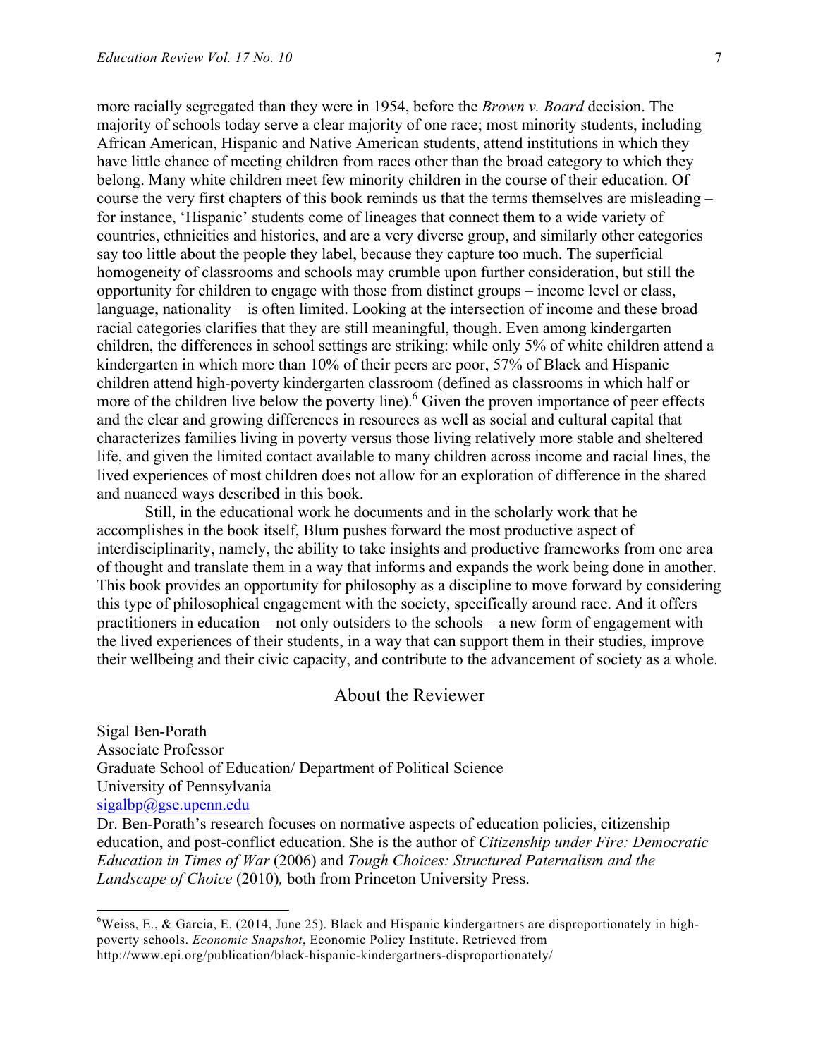more racially segregated than they were in 1954, before the *Brown v. Board* decision. The majority of schools today serve a clear majority of one race; most minority students, including African American, Hispanic and Native American students, attend institutions in which they have little chance of meeting children from races other than the broad category to which they belong. Many white children meet few minority children in the course of their education. Of course the very first chapters of this book reminds us that the terms themselves are misleading – for instance, 'Hispanic' students come of lineages that connect them to a wide variety of countries, ethnicities and histories, and are a very diverse group, and similarly other categories say too little about the people they label, because they capture too much. The superficial homogeneity of classrooms and schools may crumble upon further consideration, but still the opportunity for children to engage with those from distinct groups – income level or class, language, nationality – is often limited. Looking at the intersection of income and these broad racial categories clarifies that they are still meaningful, though. Even among kindergarten children, the differences in school settings are striking: while only 5% of white children attend a kindergarten in which more than 10% of their peers are poor, 57% of Black and Hispanic children attend high-poverty kindergarten classroom (defined as classrooms in which half or more of the children live below the poverty line).[6] Given the proven importance of peer effects and the clear and growing differences in resources as well as social and cultural capital that characterizes families living in poverty versus those living relatively more stable and sheltered life, and given the limited contact available to many children across income and racial lines, the lived experiences of most children does not allow for an exploration of difference in the shared and nuanced ways described in this book.

Still, in the educational work he documents and in the scholarly work that he accomplishes in the book itself, Blum pushes forward the most productive aspect of interdisciplinarity, namely, the ability to take insights and productive frameworks from one area of thought and translate them in a way that informs and expands the work being done in another. This book provides an opportunity for philosophy as a discipline to move forward by considering this type of philosophical engagement with the society, specifically around race. And it offers practitioners in education – not only outsiders to the schools – a new form of engagement with the lived experiences of their students, in a way that can support them in their studies, improve their wellbeing and their civic capacity, and contribute to the advancement of society as a whole.

## About the Reviewer

Sigal Ben-Porath
Associate Professor
Graduate School of Education/ Department of Political Science
University of Pennsylvania
sigalbp@gse.upenn.edu

Dr. Ben-Porath's research focuses on normative aspects of education policies, citizenship education, and post-conflict education. She is the author of *Citizenship under Fire: Democratic Education in Times of War* (2006) and *Tough Choices: Structured Paternalism and the Landscape of Choice* (2010)*,* both from Princeton University Press.

---

[6] Weiss, E., & Garcia, E. (2014, June 25). Black and Hispanic kindergartners are disproportionately in high-poverty schools. *Economic Snapshot*, Economic Policy Institute. Retrieved from http://www.epi.org/publication/black-hispanic-kindergartners-disproportionately/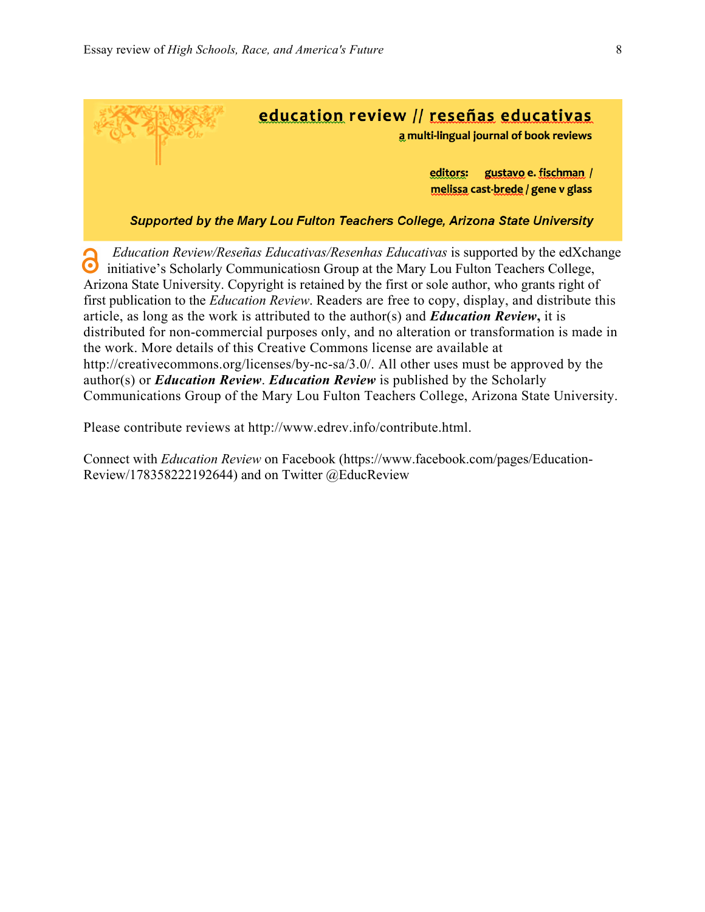**education review // reseñas educativas**
**a multi-lingual journal of book reviews**

**editors: gustavo e. fischman / melissa cast-brede / gene v glass**

***Supported by the Mary Lou Fulton Teachers College, Arizona State University***

*Education Review/Reseñas Educativas/Resenhas Educativas* is supported by the edXchange initiative's Scholarly Communicatiosn Group at the Mary Lou Fulton Teachers College, Arizona State University. Copyright is retained by the first or sole author, who grants right of first publication to the *Education Review*. Readers are free to copy, display, and distribute this article, as long as the work is attributed to the author(s) and ***Education Review***, it is distributed for non-commercial purposes only, and no alteration or transformation is made in the work. More details of this Creative Commons license are available at http://creativecommons.org/licenses/by-nc-sa/3.0/. All other uses must be approved by the author(s) or ***Education Review***. ***Education Review*** is published by the Scholarly Communications Group of the Mary Lou Fulton Teachers College, Arizona State University.

Please contribute reviews at http://www.edrev.info/contribute.html.

Connect with *Education Review* on Facebook (https://www.facebook.com/pages/Education-Review/178358222192644) and on Twitter @EducReview